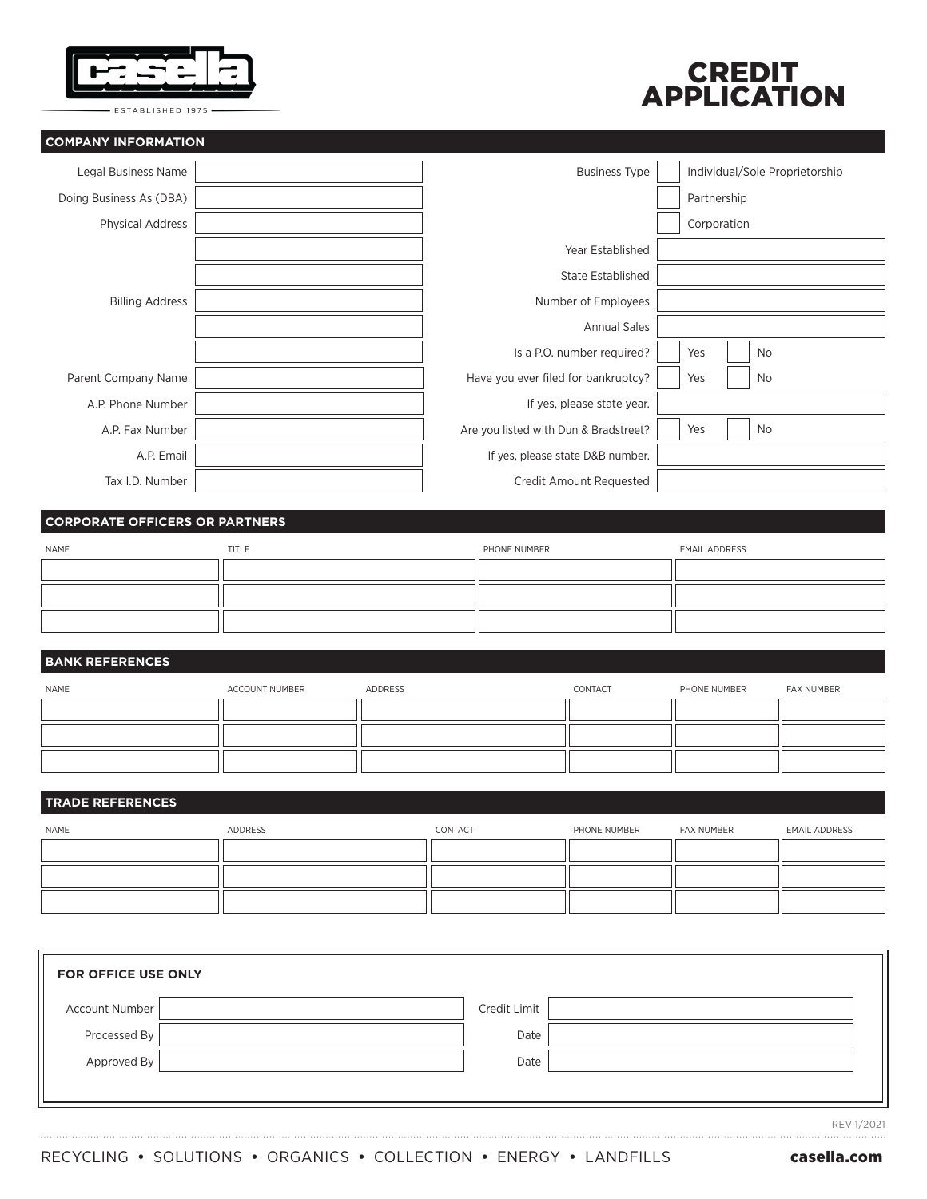casella

ESTABLISHED 1975

# CREDIT APPLICATION

## COMPANY INFORMATION

| | |
|---|---|
| Legal Business Name | |
| Doing Business As (DBA) | |
| Physical Address | |
| | |
| | |
| Billing Address | |
| | |
| | |
| Parent Company Name | |
| A.P. Phone Number | |
| A.P. Fax Number | |
| A.P. Email | |
| Tax I.D. Number | |

| | |
|---|---|
| Business Type | ☐ Individual/Sole Proprietorship |
| | ☐ Partnership |
| | ☐ Corporation |
| Year Established | |
| State Established | |
| Number of Employees | |
| Annual Sales | |
| Is a P.O. number required? | ☐ Yes ☐ No |
| Have you ever filed for bankruptcy? | ☐ Yes ☐ No |
| If yes, please state year. | |
| Are you listed with Dun & Bradstreet? | ☐ Yes ☐ No |
| If yes, please state D&B number. | |
| Credit Amount Requested | |

## CORPORATE OFFICERS OR PARTNERS

| NAME | TITLE | PHONE NUMBER | EMAIL ADDRESS |
|---|---|---|---|
| | | | |
| | | | |
| | | | |

## BANK REFERENCES

| NAME | ACCOUNT NUMBER | ADDRESS | CONTACT | PHONE NUMBER | FAX NUMBER |
|---|---|---|---|---|---|
| | | | | | |
| | | | | | |
| | | | | | |

## TRADE REFERENCES

| NAME | ADDRESS | CONTACT | PHONE NUMBER | FAX NUMBER | EMAIL ADDRESS |
|---|---|---|---|---|---|
| | | | | | |
| | | | | | |
| | | | | | |

**FOR OFFICE USE ONLY**

| | | | |
|---|---|---|---|
| Account Number | | Credit Limit | |
| Processed By | | Date | |
| Approved By | | Date | |

REV 1/2021

RECYCLING • SOLUTIONS • ORGANICS • COLLECTION • ENERGY • LANDFILLS

**casella.com**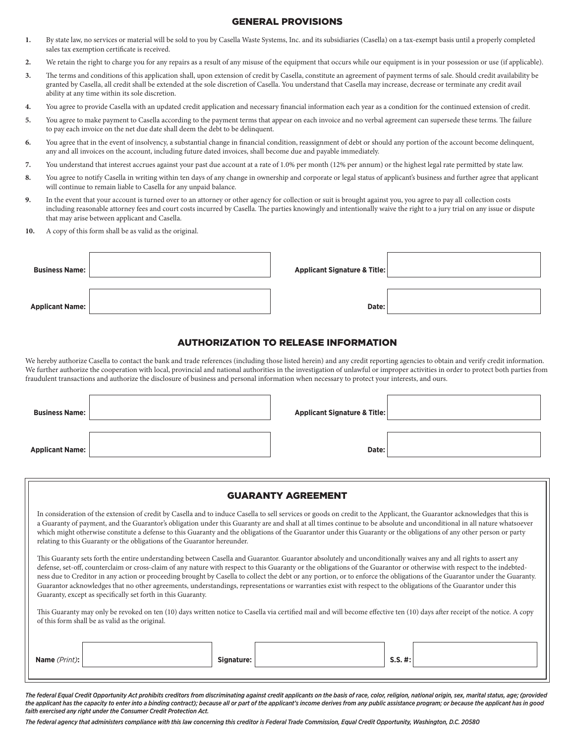## GENERAL PROVISIONS

1. By state law, no services or material will be sold to you by Casella Waste Systems, Inc. and its subsidiaries (Casella) on a tax-exempt basis until a properly completed sales tax exemption certificate is received.
2. We retain the right to charge you for any repairs as a result of any misuse of the equipment that occurs while our equipment is in your possession or use (if applicable).
3. The terms and conditions of this application shall, upon extension of credit by Casella, constitute an agreement of payment terms of sale. Should credit availability be granted by Casella, all credit shall be extended at the sole discretion of Casella. You understand that Casella may increase, decrease or terminate any credit avail ability at any time within its sole discretion.
4. You agree to provide Casella with an updated credit application and necessary financial information each year as a condition for the continued extension of credit.
5. You agree to make payment to Casella according to the payment terms that appear on each invoice and no verbal agreement can supersede these terms. The failure to pay each invoice on the net due date shall deem the debt to be delinquent.
6. You agree that in the event of insolvency, a substantial change in financial condition, reassignment of debt or should any portion of the account become delinquent, any and all invoices on the account, including future dated invoices, shall become due and payable immediately.
7. You understand that interest accrues against your past due account at a rate of 1.0% per month (12% per annum) or the highest legal rate permitted by state law.
8. You agree to notify Casella in writing within ten days of any change in ownership and corporate or legal status of applicant's business and further agree that applicant will continue to remain liable to Casella for any unpaid balance.
9. In the event that your account is turned over to an attorney or other agency for collection or suit is brought against you, you agree to pay all collection costs including reasonable attorney fees and court costs incurred by Casella. The parties knowingly and intentionally waive the right to a jury trial on any issue or dispute that may arise between applicant and Casella.
10. A copy of this form shall be as valid as the original.

**Business Name:** 

**Applicant Signature & Title:** 

**Applicant Name:** 

**Date:** 

## AUTHORIZATION TO RELEASE INFORMATION

We hereby authorize Casella to contact the bank and trade references (including those listed herein) and any credit reporting agencies to obtain and verify credit information. We further authorize the cooperation with local, provincial and national authorities in the investigation of unlawful or improper activities in order to protect both parties from fraudulent transactions and authorize the disclosure of business and personal information when necessary to protect your interests, and ours.

**Business Name:** 

**Applicant Signature & Title:** 

**Applicant Name:** 

**Date:** 

## GUARANTY AGREEMENT

In consideration of the extension of credit by Casella and to induce Casella to sell services or goods on credit to the Applicant, the Guarantor acknowledges that this is a Guaranty of payment, and the Guarantor's obligation under this Guaranty are and shall at all times continue to be absolute and unconditional in all nature whatsoever which might otherwise constitute a defense to this Guaranty and the obligations of the Guarantor under this Guaranty or the obligations of any other person or party relating to this Guaranty or the obligations of the Guarantor hereunder.

This Guaranty sets forth the entire understanding between Casella and Guarantor. Guarantor absolutely and unconditionally waives any and all rights to assert any defense, set-off, counterclaim or cross-claim of any nature with respect to this Guaranty or the obligations of the Guarantor or otherwise with respect to the indebtedness due to Creditor in any action or proceeding brought by Casella to collect the debt or any portion, or to enforce the obligations of the Guarantor under the Guaranty. Guarantor acknowledges that no other agreements, understandings, representations or warranties exist with respect to the obligations of the Guarantor under this Guaranty, except as specifically set forth in this Guaranty.

This Guaranty may only be revoked on ten (10) days written notice to Casella via certified mail and will become effective ten (10) days after receipt of the notice. A copy of this form shall be as valid as the original.

**Name** *(Print)***:** 

**Signature:** 

**S.S. #:** 

*The federal Equal Credit Opportunity Act prohibits creditors from discriminating against credit applicants on the basis of race, color, religion, national origin, sex, marital status, age; (provided the applicant has the capacity to enter into a binding contract); because all or part of the applicant's income derives from any public assistance program; or because the applicant has in good faith exercised any right under the Consumer Credit Protection Act.*

*The federal agency that administers compliance with this law concerning this creditor is Federal Trade Commission, Equal Credit Opportunity, Washington, D.C. 20580*